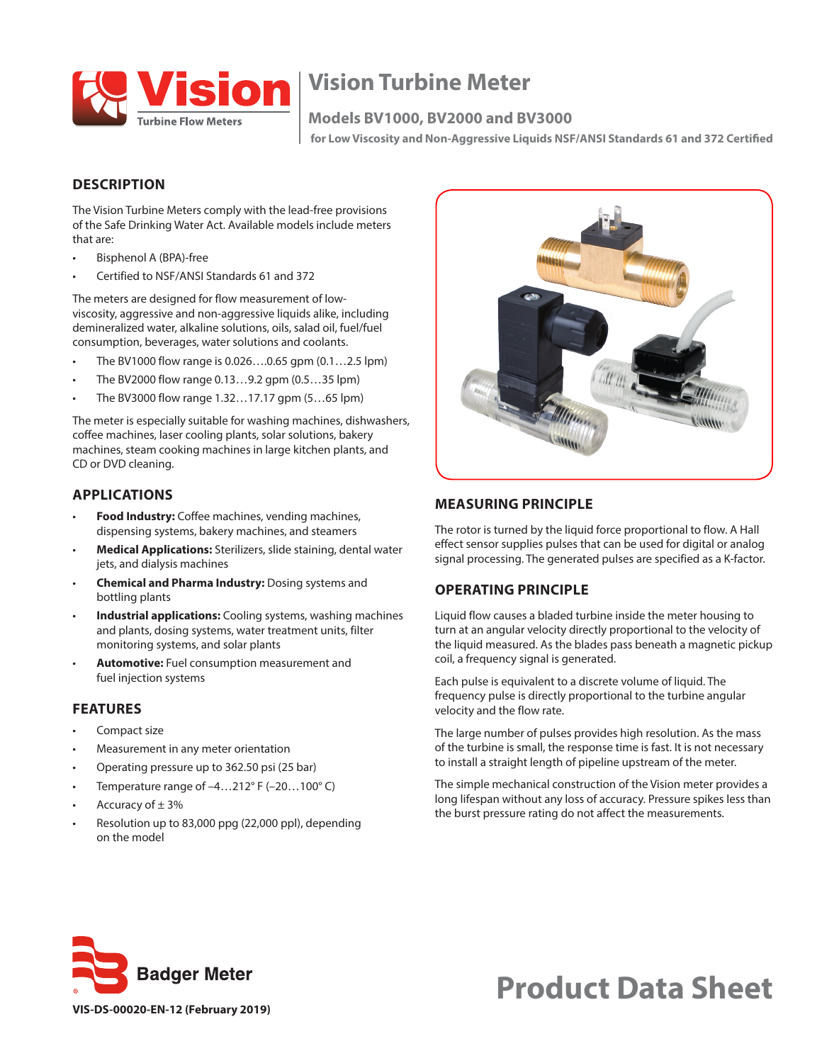# Vision Turbine Meter

## Models BV1000, BV2000 and BV3000

**for Low Viscosity and Non-Aggressive Liquids NSF/ANSI Standards 61 and 372 Certified**

## DESCRIPTION

The Vision Turbine Meters comply with the lead-free provisions of the Safe Drinking Water Act. Available models include meters that are:

- Bisphenol A (BPA)-free
- Certified to NSF/ANSI Standards 61 and 372

The meters are designed for flow measurement of low-viscosity, aggressive and non-aggressive liquids alike, including demineralized water, alkaline solutions, oils, salad oil, fuel/fuel consumption, beverages, water solutions and coolants.

- The BV1000 flow range is 0.026….0.65 gpm (0.1…2.5 lpm)
- The BV2000 flow range 0.13…9.2 gpm (0.5…35 lpm)
- The BV3000 flow range 1.32…17.17 gpm (5…65 lpm)

The meter is especially suitable for washing machines, dishwashers, coffee machines, laser cooling plants, solar solutions, bakery machines, steam cooking machines in large kitchen plants, and CD or DVD cleaning.

## APPLICATIONS

- **Food Industry:** Coffee machines, vending machines, dispensing systems, bakery machines, and steamers
- **Medical Applications:** Sterilizers, slide staining, dental water jets, and dialysis machines
- **Chemical and Pharma Industry:** Dosing systems and bottling plants
- **Industrial applications:** Cooling systems, washing machines and plants, dosing systems, water treatment units, filter monitoring systems, and solar plants
- **Automotive:** Fuel consumption measurement and fuel injection systems

## FEATURES

- Compact size
- Measurement in any meter orientation
- Operating pressure up to 362.50 psi (25 bar)
- Temperature range of –4…212° F (–20…100° C)
- Accuracy of ± 3%
- Resolution up to 83,000 ppg (22,000 ppl), depending on the model

## MEASURING PRINCIPLE

The rotor is turned by the liquid force proportional to flow. A Hall effect sensor supplies pulses that can be used for digital or analog signal processing. The generated pulses are specified as a K-factor.

## OPERATING PRINCIPLE

Liquid flow causes a bladed turbine inside the meter housing to turn at an angular velocity directly proportional to the velocity of the liquid measured. As the blades pass beneath a magnetic pickup coil, a frequency signal is generated.

Each pulse is equivalent to a discrete volume of liquid. The frequency pulse is directly proportional to the turbine angular velocity and the flow rate.

The large number of pulses provides high resolution. As the mass of the turbine is small, the response time is fast. It is not necessary to install a straight length of pipeline upstream of the meter.

The simple mechanical construction of the Vision meter provides a long lifespan without any loss of accuracy. Pressure spikes less than the burst pressure rating do not affect the measurements.

Product Data Sheet

VIS-DS-00020-EN-12 (February 2019)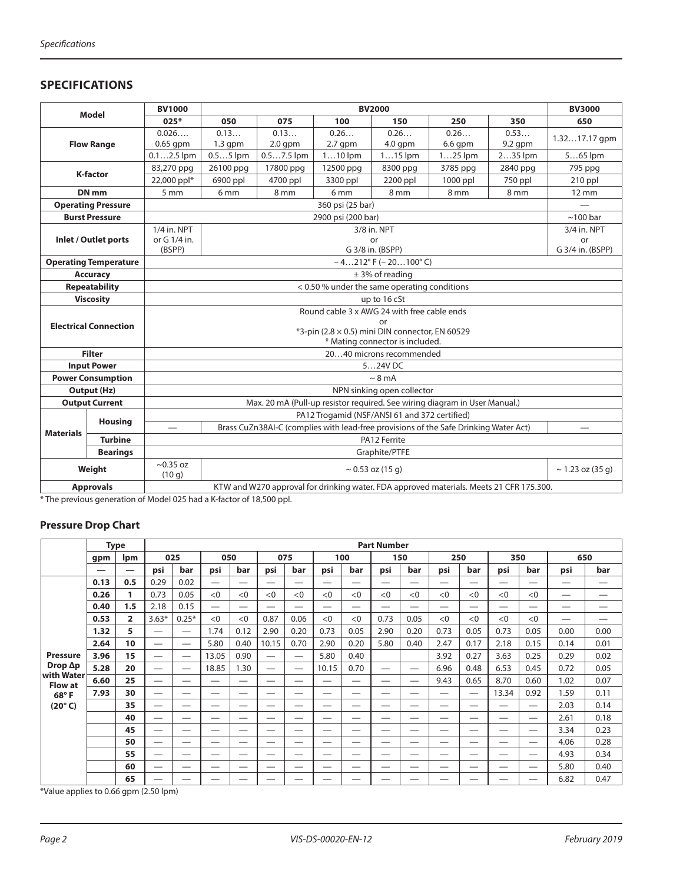## SPECIFICATIONS

| Model | | BV1000 | BV2000 | | | | | | BV3000 |
|---|---|---|---|---|---|---|---|---|---|
| | | 025* | 050 | 075 | 100 | 150 | 250 | 350 | 650 |
| Flow Range | | 0.026…. 0.65 gpm | 0.13… 1.3 gpm | 0.13… 2.0 gpm | 0.26… 2.7 gpm | 0.26… 4.0 gpm | 0.26… 6.6 gpm | 0.53… 9.2 gpm | 1.32…17.17 gpm |
| | | 0.1…2.5 lpm | 0.5…5 lpm | 0.5…7.5 lpm | 1…10 lpm | 1…15 lpm | 1…25 lpm | 2…35 lpm | 5…65 lpm |
| K-factor | | 83,270 ppg | 26100 ppg | 17800 ppg | 12500 ppg | 8300 ppg | 3785 ppg | 2840 ppg | 795 ppg |
| | | 22,000 ppl* | 6900 ppl | 4700 ppl | 3300 ppl | 2200 ppl | 1000 ppl | 750 ppl | 210 ppl |
| DN mm | | 5 mm | 6 mm | 8 mm | 6 mm | 8 mm | 8 mm | 8 mm | 12 mm |
| Operating Pressure | | 360 psi (25 bar) | | | | | | | — |
| Burst Pressure | | 2900 psi (200 bar) | | | | | | | ~100 bar |
| Inlet / Outlet ports | | 1/4 in. NPT or G 1/4 in. (BSPP) | 3/8 in. NPT or G 3/8 in. (BSPP) | | | | | | 3/4 in. NPT or G 3/4 in. (BSPP) |
| Operating Temperature | | – 4…212° F (– 20…100° C) | | | | | | | |
| Accuracy | | ± 3% of reading | | | | | | | |
| Repeatability | | < 0.50 % under the same operating conditions | | | | | | | |
| Viscosity | | up to 16 cSt | | | | | | | |
| Electrical Connection | | Round cable 3 x AWG 24 with free cable ends or *3-pin (2.8 × 0.5) mini DIN connector, EN 60529 * Mating connector is included. | | | | | | | |
| Filter | | 20…40 microns recommended | | | | | | | |
| Input Power | | 5…24V DC | | | | | | | |
| Power Consumption | | ~ 8 mA | | | | | | | |
| Output (Hz) | | NPN sinking open collector | | | | | | | |
| Output Current | | Max. 20 mA (Pull-up resistor required. See wiring diagram in User Manual.) | | | | | | | |
| Materials | Housing | PA12 Trogamid (NSF/ANSI 61 and 372 certified) | | | | | | | |
| | | — | Brass CuZn38AI-C (complies with lead-free provisions of the Safe Drinking Water Act) | | | | | | — |
| | Turbine | PA12 Ferrite | | | | | | | |
| | Bearings | Graphite/PTFE | | | | | | | |
| Weight | | ~0.35 oz (10 g) | ~ 0.53 oz (15 g) | | | | | | ~ 1.23 oz (35 g) |
| Approvals | | KTW and W270 approval for drinking water. FDA approved materials. Meets 21 CFR 175.300. | | | | | | | |

\* The previous generation of Model 025 had a K-factor of 18,500 ppl.

### Pressure Drop Chart

| | Type | | Part Number | | | | | | | | | | | | | | | |
|---|---|---|---|---|---|---|---|---|---|---|---|---|---|---|---|---|---|---|
| | gpm | lpm | 025 | | 050 | | 075 | | 100 | | 150 | | 250 | | 350 | | 650 | |
| | — | — | psi | bar | psi | bar | psi | bar | psi | bar | psi | bar | psi | bar | psi | bar | psi | bar |
| Pressure Drop Δp with Water Flow at 68° F (20° C) | 0.13 | 0.5 | 0.29 | 0.02 | — | — | — | — | — | — | — | — | — | — | — | — | — | — |
| | 0.26 | 1 | 0.73 | 0.05 | <0 | <0 | <0 | <0 | <0 | <0 | <0 | <0 | <0 | <0 | <0 | <0 | — | — |
| | 0.40 | 1.5 | 2.18 | 0.15 | — | — | — | — | — | — | — | — | — | — | — | — | — | — |
| | 0.53 | 2 | 3.63* | 0.25* | <0 | <0 | 0.87 | 0.06 | <0 | <0 | 0.73 | 0.05 | <0 | <0 | <0 | <0 | — | — |
| | 1.32 | 5 | — | — | 1.74 | 0.12 | 2.90 | 0.20 | 0.73 | 0.05 | 2.90 | 0.20 | 0.73 | 0.05 | 0.73 | 0.05 | 0.00 | 0.00 |
| | 2.64 | 10 | — | — | 5.80 | 0.40 | 10.15 | 0.70 | 2.90 | 0.20 | 5.80 | 0.40 | 2.47 | 0.17 | 2.18 | 0.15 | 0.14 | 0.01 |
| | 3.96 | 15 | — | — | 13.05 | 0.90 | — | — | 5.80 | 0.40 | | | 3.92 | 0.27 | 3.63 | 0.25 | 0.29 | 0.02 |
| | 5.28 | 20 | — | — | 18.85 | 1.30 | — | — | 10.15 | 0.70 | — | — | 6.96 | 0.48 | 6.53 | 0.45 | 0.72 | 0.05 |
| | 6.60 | 25 | — | — | — | — | — | — | — | — | — | — | 9.43 | 0.65 | 8.70 | 0.60 | 1.02 | 0.07 |
| | 7.93 | 30 | — | — | — | — | — | — | — | — | — | — | — | — | 13.34 | 0.92 | 1.59 | 0.11 |
| | | 35 | — | — | — | — | — | — | — | — | — | — | — | — | — | — | 2.03 | 0.14 |
| | | 40 | — | — | — | — | — | — | — | — | — | — | — | — | — | — | 2.61 | 0.18 |
| | | 45 | — | — | — | — | — | — | — | — | — | — | — | — | — | — | 3.34 | 0.23 |
| | | 50 | — | — | — | — | — | — | — | — | — | — | — | — | — | — | 4.06 | 0.28 |
| | | 55 | — | — | — | — | — | — | — | — | — | — | — | — | — | — | 4.93 | 0.34 |
| | | 60 | — | — | — | — | — | — | — | — | — | — | — | — | — | — | 5.80 | 0.40 |
| | | 65 | — | — | — | — | — | — | — | — | — | — | — | — | — | — | 6.82 | 0.47 |

\*Value applies to 0.66 gpm (2.50 lpm)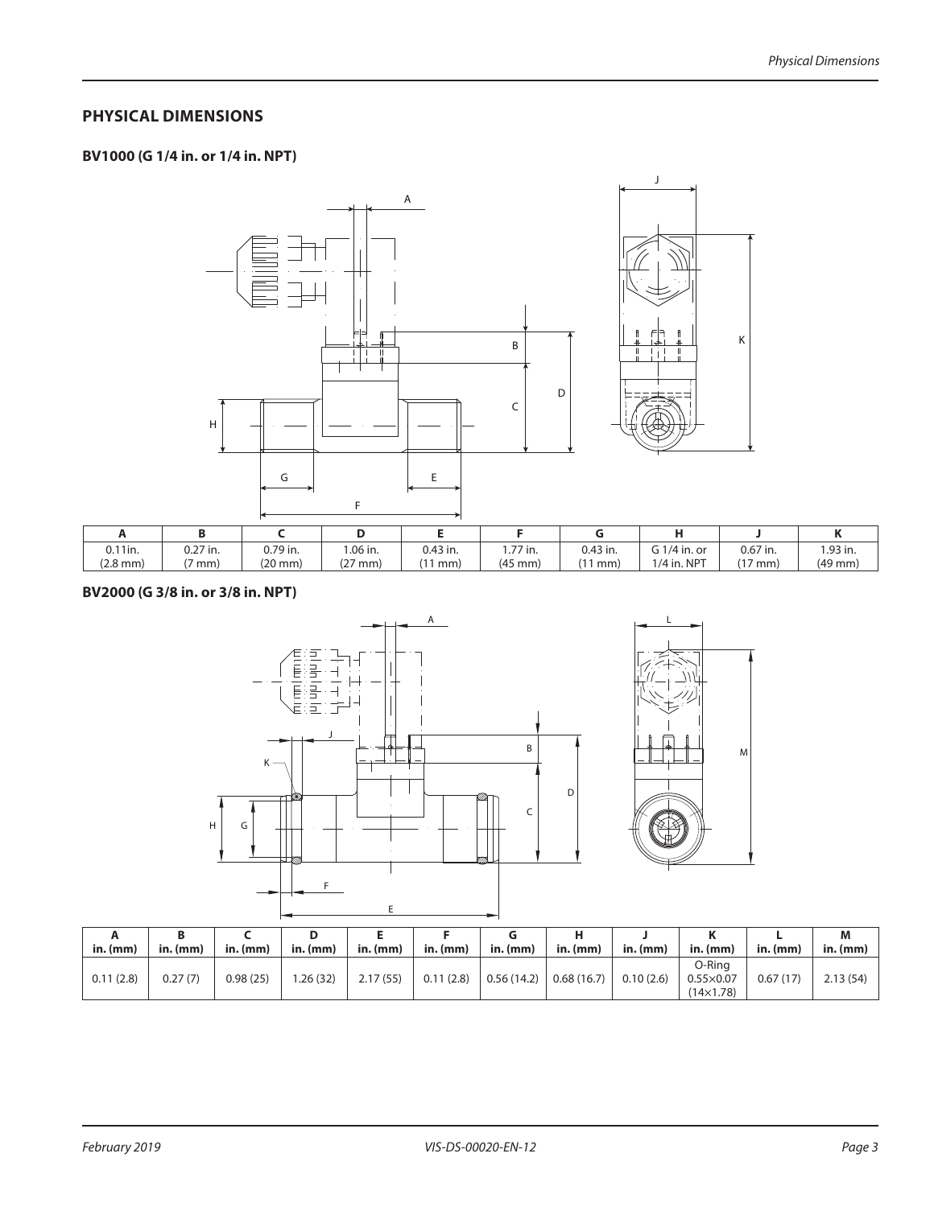## PHYSICAL DIMENSIONS

### BV1000 (G 1/4 in. or 1/4 in. NPT)

| A | B | C | D | E | F | G | H | J | K |
|---|---|---|---|---|---|---|---|---|---|
| 0.11in. (2.8 mm) | 0.27 in. (7 mm) | 0.79 in. (20 mm) | 1.06 in. (27 mm) | 0.43 in. (11 mm) | 1.77 in. (45 mm) | 0.43 in. (11 mm) | G 1/4 in. or 1/4 in. NPT | 0.67 in. (17 mm) | 1.93 in. (49 mm) |

### BV2000 (G 3/8 in. or 3/8 in. NPT)

| A in. (mm) | B in. (mm) | C in. (mm) | D in. (mm) | E in. (mm) | F in. (mm) | G in. (mm) | H in. (mm) | J in. (mm) | K in. (mm) | L in. (mm) | M in. (mm) |
|---|---|---|---|---|---|---|---|---|---|---|---|
| 0.11 (2.8) | 0.27 (7) | 0.98 (25) | 1.26 (32) | 2.17 (55) | 0.11 (2.8) | 0.56 (14.2) | 0.68 (16.7) | 0.10 (2.6) | O-Ring 0.55×0.07 (14×1.78) | 0.67 (17) | 2.13 (54) |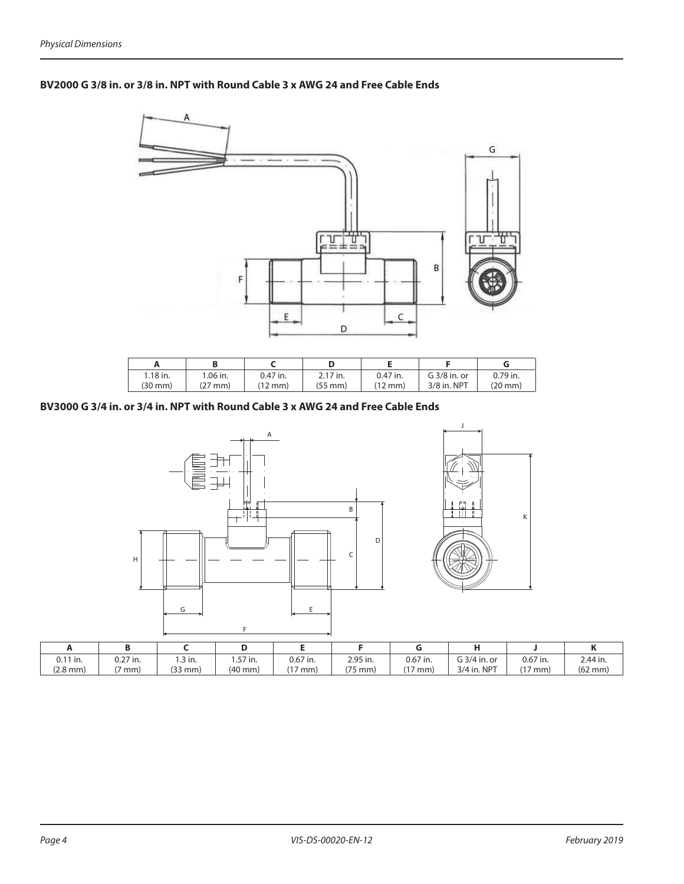### BV2000 G 3/8 in. or 3/8 in. NPT with Round Cable 3 x AWG 24 and Free Cable Ends

| A | B | C | D | E | F | G |
|---|---|---|---|---|---|---|
| 1.18 in. (30 mm) | 1.06 in. (27 mm) | 0.47 in. (12 mm) | 2.17 in. (55 mm) | 0.47 in. (12 mm) | G 3/8 in. or 3/8 in. NPT | 0.79 in. (20 mm) |

### BV3000 G 3/4 in. or 3/4 in. NPT with Round Cable 3 x AWG 24 and Free Cable Ends

| A | B | C | D | E | F | G | H | J | K |
|---|---|---|---|---|---|---|---|---|---|
| 0.11 in. (2.8 mm) | 0.27 in. (7 mm) | 1.3 in. (33 mm) | 1.57 in. (40 mm) | 0.67 in. (17 mm) | 2.95 in. (75 mm) | 0.67 in. (17 mm) | G 3/4 in. or 3/4 in. NPT | 0.67 in. (17 mm) | 2.44 in. (62 mm) |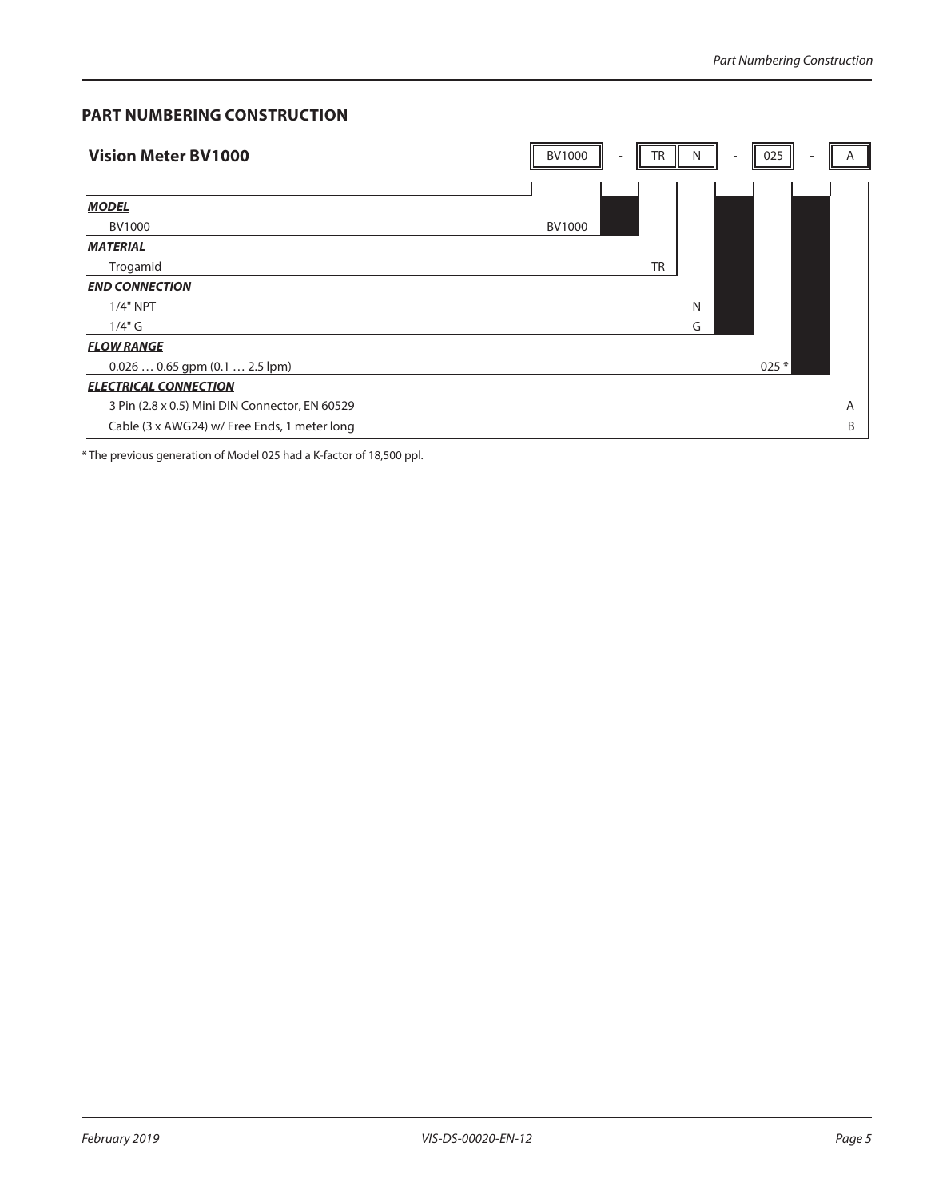## PART NUMBERING CONSTRUCTION

**Vision Meter BV1000**

| BV1000 | - | TR | N | - | 025 | - | A |
|---|---|---|---|---|---|---|---|

| | | | | | |
|---|---|---|---|---|---|
| ***MODEL*** | | | | | |
| BV1000 | BV1000 | | | | |
| ***MATERIAL*** | | | | | |
| Trogamid | | TR | | | |
| ***END CONNECTION*** | | | | | |
| 1/4" NPT | | | N | | |
| 1/4" G | | | G | | |
| ***FLOW RANGE*** | | | | | |
| 0.026 … 0.65 gpm (0.1 … 2.5 lpm) | | | | 025 * | |
| ***ELECTRICAL CONNECTION*** | | | | | |
| 3 Pin (2.8 x 0.5) Mini DIN Connector, EN 60529 | | | | | A |
| Cable (3 x AWG24) w/ Free Ends, 1 meter long | | | | | B |

* The previous generation of Model 025 had a K-factor of 18,500 ppl.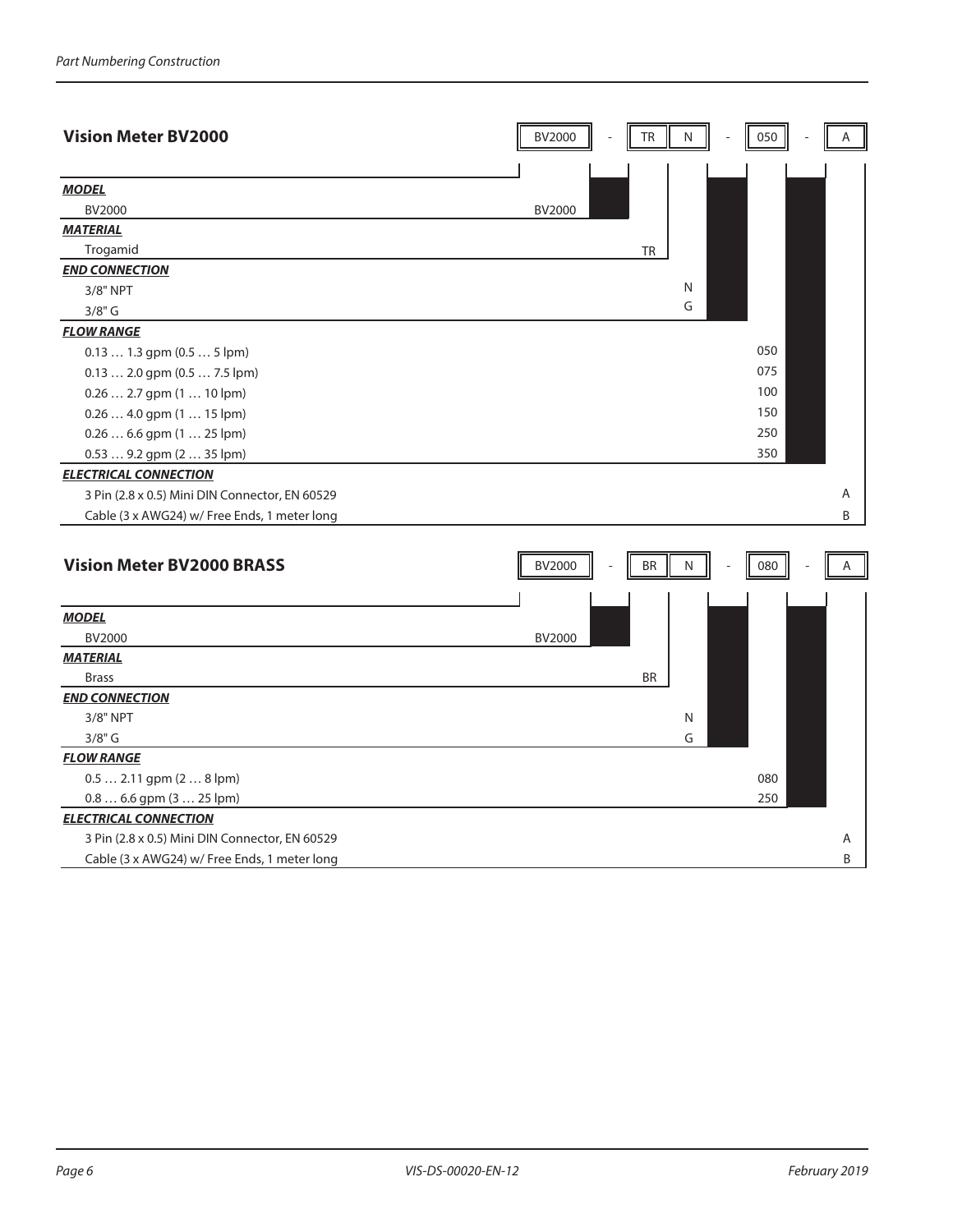## Vision Meter BV2000

Example part number: BV2000 - TR N - 050 - A

| Option | Code |
|---|---|
| ***MODEL*** | |
| BV2000 | BV2000 |
| ***MATERIAL*** | |
| Trogamid | TR |
| ***END CONNECTION*** | |
| 3/8" NPT | N |
| 3/8" G | G |
| ***FLOW RANGE*** | |
| 0.13 … 1.3 gpm (0.5 … 5 lpm) | 050 |
| 0.13 … 2.0 gpm (0.5 … 7.5 lpm) | 075 |
| 0.26 … 2.7 gpm (1 … 10 lpm) | 100 |
| 0.26 … 4.0 gpm (1 … 15 lpm) | 150 |
| 0.26 … 6.6 gpm (1 … 25 lpm) | 250 |
| 0.53 … 9.2 gpm (2 … 35 lpm) | 350 |
| ***ELECTRICAL CONNECTION*** | |
| 3 Pin (2.8 x 0.5) Mini DIN Connector, EN 60529 | A |
| Cable (3 x AWG24) w/ Free Ends, 1 meter long | B |

## Vision Meter BV2000 BRASS

Example part number: BV2000 - BR N - 080 - A

| Option | Code |
|---|---|
| ***MODEL*** | |
| BV2000 | BV2000 |
| ***MATERIAL*** | |
| Brass | BR |
| ***END CONNECTION*** | |
| 3/8" NPT | N |
| 3/8" G | G |
| ***FLOW RANGE*** | |
| 0.5 … 2.11 gpm (2 … 8 lpm) | 080 |
| 0.8 … 6.6 gpm (3 … 25 lpm) | 250 |
| ***ELECTRICAL CONNECTION*** | |
| 3 Pin (2.8 x 0.5) Mini DIN Connector, EN 60529 | A |
| Cable (3 x AWG24) w/ Free Ends, 1 meter long | B |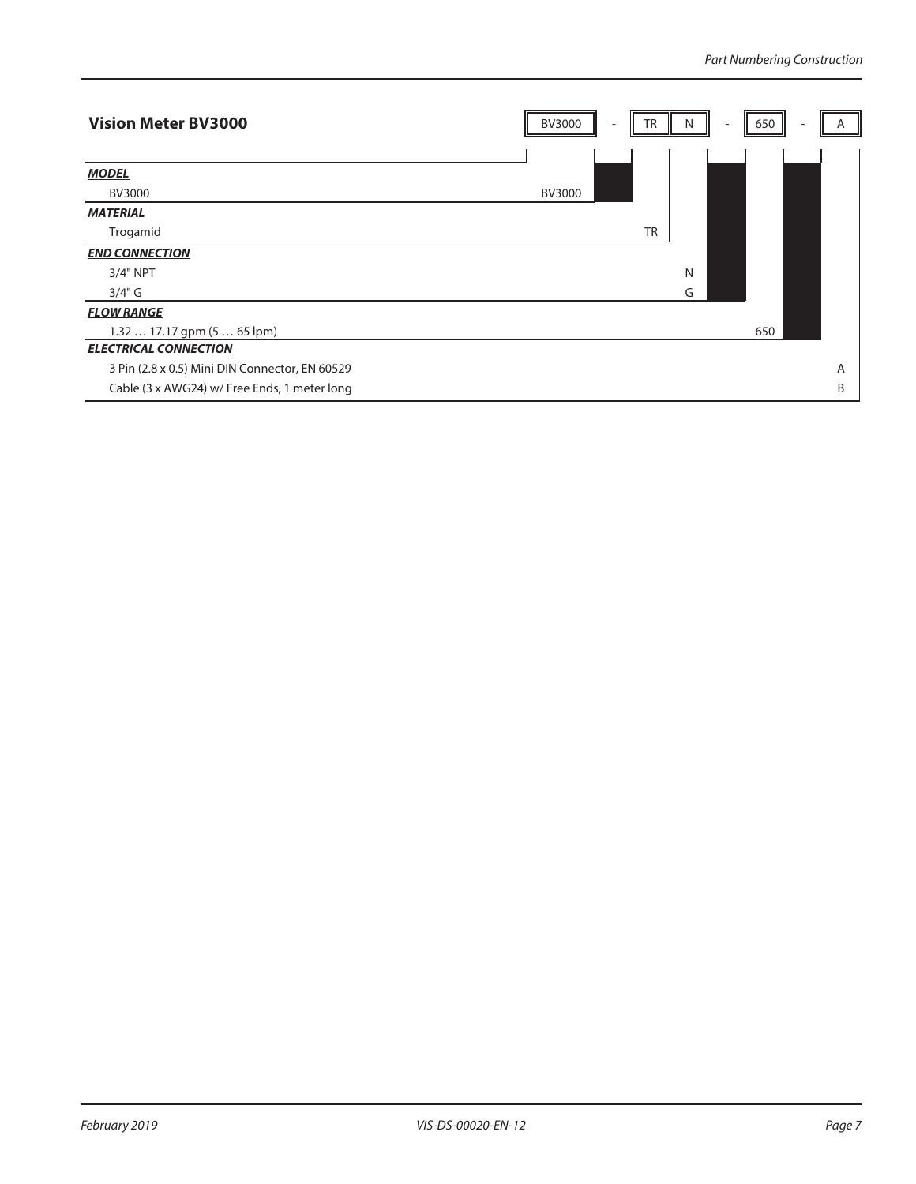## Vision Meter BV3000

| | BV3000 | - | TR | N | - | 650 | - | A |
|---|---|---|---|---|---|---|---|---|
| ***MODEL*** | | | | | | | | |
| BV3000 | BV3000 | | | | | | | |
| ***MATERIAL*** | | | | | | | | |
| Trogamid | | | TR | | | | | |
| ***END CONNECTION*** | | | | | | | | |
| 3/4" NPT | | | | N | | | | |
| 3/4" G | | | | G | | | | |
| ***FLOW RANGE*** | | | | | | | | |
| 1.32 … 17.17 gpm (5 … 65 lpm) | | | | | | 650 | | |
| ***ELECTRICAL CONNECTION*** | | | | | | | | |
| 3 Pin (2.8 x 0.5) Mini DIN Connector, EN 60529 | | | | | | | | A |
| Cable (3 x AWG24) w/ Free Ends, 1 meter long | | | | | | | | B |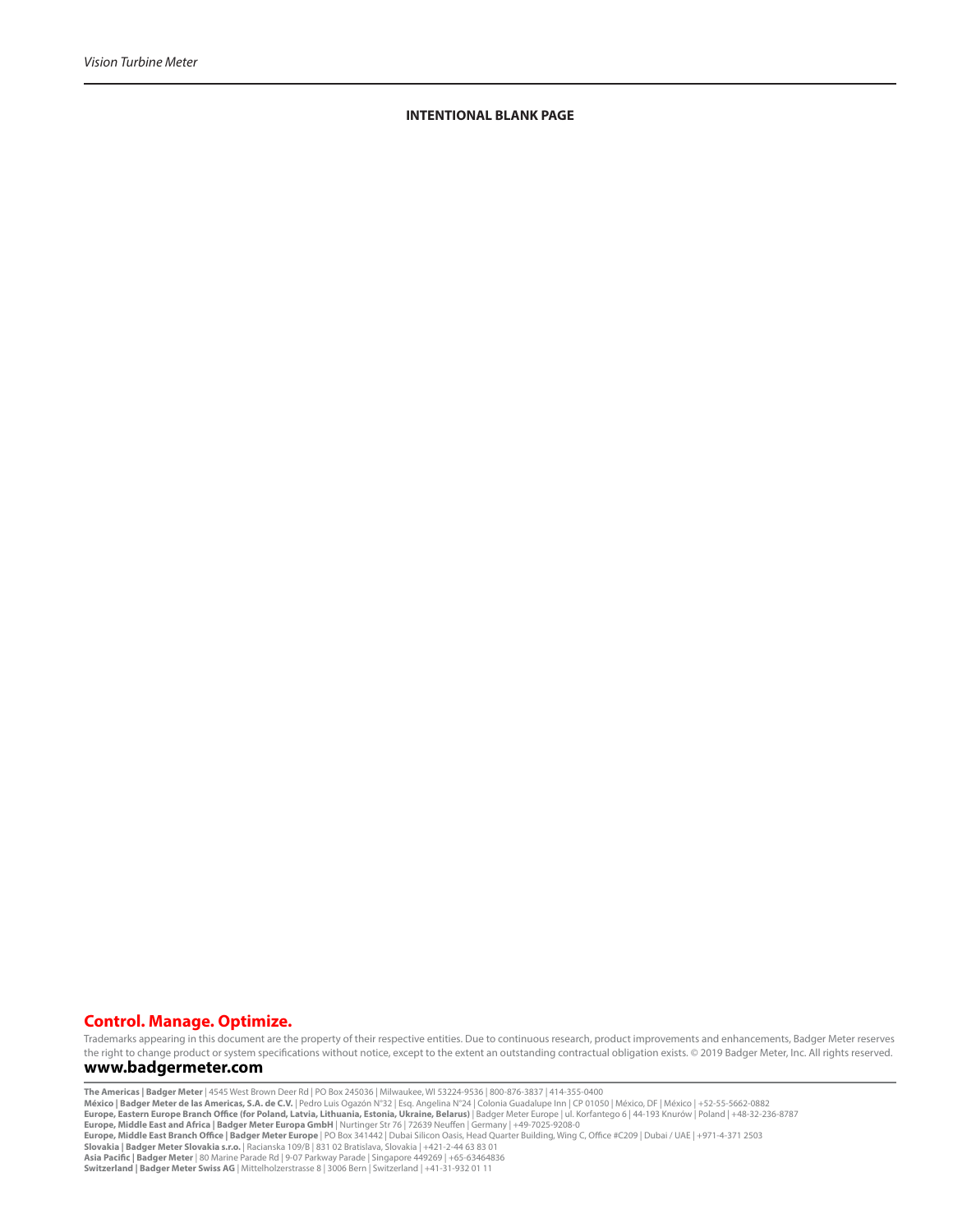**INTENTIONAL BLANK PAGE**

**Control. Manage. Optimize.**

Trademarks appearing in this document are the property of their respective entities. Due to continuous research, product improvements and enhancements, Badger Meter reserves the right to change product or system specifications without notice, except to the extent an outstanding contractual obligation exists. © 2019 Badger Meter, Inc. All rights reserved.

**www.badgermeter.com**

**The Americas | Badger Meter** | 4545 West Brown Deer Rd | PO Box 245036 | Milwaukee, WI 53224-9536 | 800-876-3837 | 414-355-0400
**México | Badger Meter de las Americas, S.A. de C.V.** | Pedro Luis Ogazón N°32 | Esq. Angelina N°24 | Colonia Guadalupe Inn | CP 01050 | México, DF | México | +52-55-5662-0882
**Europe, Eastern Europe Branch Office (for Poland, Latvia, Lithuania, Estonia, Ukraine, Belarus)** | Badger Meter Europe | ul. Korfantego 6 | 44-193 Knurów | Poland | +48-32-236-8787
**Europe, Middle East and Africa | Badger Meter Europa GmbH** | Nurtinger Str 76 | 72639 Neuffen | Germany | +49-7025-9208-0
**Europe, Middle East Branch Office | Badger Meter Europe** | PO Box 341442 | Dubai Silicon Oasis, Head Quarter Building, Wing C, Office #C209 | Dubai / UAE | +971-4-371 2503
**Slovakia | Badger Meter Slovakia s.r.o.** | Racianska 109/B | 831 02 Bratislava, Slovakia | +421-2-44 63 83 01
**Asia Pacific | Badger Meter** | 80 Marine Parade Rd | 9-07 Parkway Parade | Singapore 449269 | +65-63464836
**Switzerland | Badger Meter Swiss AG** | Mittelholzerstrasse 8 | 3006 Bern | Switzerland | +41-31-932 01 11